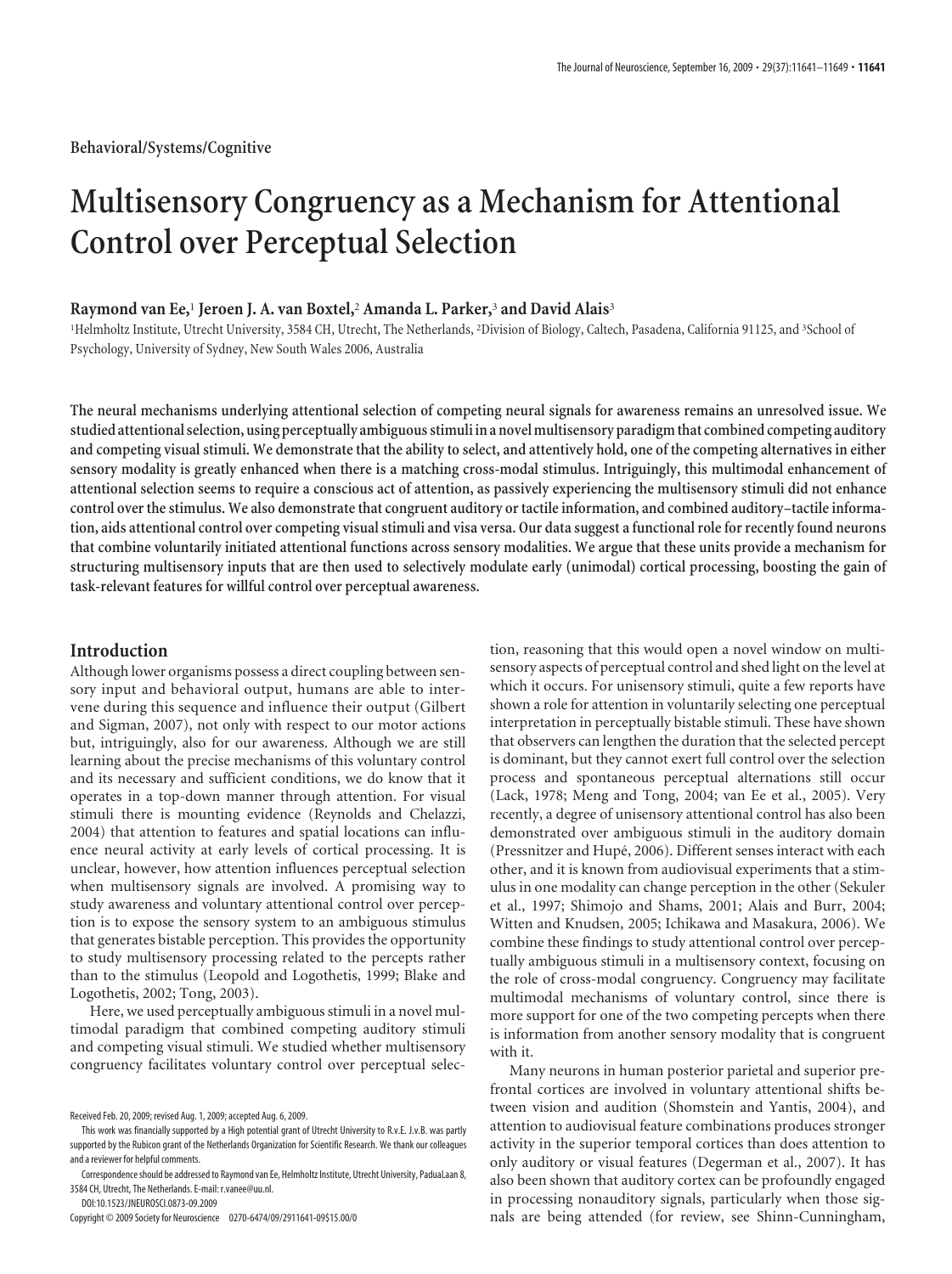Behavioral/Systems/Cognitive

# Multisensory Congruency as a Mechanism for Attentional Control over Perceptual Selection

**Raymond van Ee,[1] Jeroen J. A. van Boxtel,[2] Amanda L. Parker,[3] and David Alais[3]**

[1]Helmholtz Institute, Utrecht University, 3584 CH, Utrecht, The Netherlands, [2]Division of Biology, Caltech, Pasadena, California 91125, and [3]School of Psychology, University of Sydney, New South Wales 2006, Australia

**The neural mechanisms underlying attentional selection of competing neural signals for awareness remains an unresolved issue. We studied attentional selection, using perceptually ambiguous stimuli in a novel multisensory paradigm that combined competing auditory and competing visual stimuli. We demonstrate that the ability to select, and attentively hold, one of the competing alternatives in either sensory modality is greatly enhanced when there is a matching cross-modal stimulus. Intriguingly, this multimodal enhancement of attentional selection seems to require a conscious act of attention, as passively experiencing the multisensory stimuli did not enhance control over the stimulus. We also demonstrate that congruent auditory or tactile information, and combined auditory–tactile information, aids attentional control over competing visual stimuli and visa versa. Our data suggest a functional role for recently found neurons that combine voluntarily initiated attentional functions across sensory modalities. We argue that these units provide a mechanism for structuring multisensory inputs that are then used to selectively modulate early (unimodal) cortical processing, boosting the gain of task-relevant features for willful control over perceptual awareness.**

## Introduction

Although lower organisms possess a direct coupling between sensory input and behavioral output, humans are able to intervene during this sequence and influence their output (Gilbert and Sigman, 2007), not only with respect to our motor actions but, intriguingly, also for our awareness. Although we are still learning about the precise mechanisms of this voluntary control and its necessary and sufficient conditions, we do know that it operates in a top-down manner through attention. For visual stimuli there is mounting evidence (Reynolds and Chelazzi, 2004) that attention to features and spatial locations can influence neural activity at early levels of cortical processing. It is unclear, however, how attention influences perceptual selection when multisensory signals are involved. A promising way to study awareness and voluntary attentional control over perception is to expose the sensory system to an ambiguous stimulus that generates bistable perception. This provides the opportunity to study multisensory processing related to the percepts rather than to the stimulus (Leopold and Logothetis, 1999; Blake and Logothetis, 2002; Tong, 2003).

Here, we used perceptually ambiguous stimuli in a novel multimodal paradigm that combined competing auditory stimuli and competing visual stimuli. We studied whether multisensory congruency facilitates voluntary control over perceptual selection, reasoning that this would open a novel window on multisensory aspects of perceptual control and shed light on the level at which it occurs. For unisensory stimuli, quite a few reports have shown a role for attention in voluntarily selecting one perceptual interpretation in perceptually bistable stimuli. These have shown that observers can lengthen the duration that the selected percept is dominant, but they cannot exert full control over the selection process and spontaneous perceptual alternations still occur (Lack, 1978; Meng and Tong, 2004; van Ee et al., 2005). Very recently, a degree of unisensory attentional control has also been demonstrated over ambiguous stimuli in the auditory domain (Pressnitzer and Hupé, 2006). Different senses interact with each other, and it is known from audiovisual experiments that a stimulus in one modality can change perception in the other (Sekuler et al., 1997; Shimojo and Shams, 2001; Alais and Burr, 2004; Witten and Knudsen, 2005; Ichikawa and Masakura, 2006). We combine these findings to study attentional control over perceptually ambiguous stimuli in a multisensory context, focusing on the role of cross-modal congruency. Congruency may facilitate multimodal mechanisms of voluntary control, since there is more support for one of the two competing percepts when there is information from another sensory modality that is congruent with it.

Many neurons in human posterior parietal and superior prefrontal cortices are involved in voluntary attentional shifts between vision and audition (Shomstein and Yantis, 2004), and attention to audiovisual feature combinations produces stronger activity in the superior temporal cortices than does attention to only auditory or visual features (Degerman et al., 2007). It has also been shown that auditory cortex can be profoundly engaged in processing nonauditory signals, particularly when those signals are being attended (for review, see Shinn-Cunningham,

Received Feb. 20, 2009; revised Aug. 1, 2009; accepted Aug. 6, 2009.

This work was financially supported by a High potential grant of Utrecht University to R.v.E. J.v.B. was partly supported by the Rubicon grant of the Netherlands Organization for Scientific Research. We thank our colleagues and a reviewer for helpful comments.

Correspondence should be addressed to Raymond van Ee, Helmholtz Institute, Utrecht University, PaduaLaan 8, 3584 CH, Utrecht, The Netherlands. E-mail: r.vanee@uu.nl.

DOI:10.1523/JNEUROSCI.0873-09.2009

Copyright © 2009 Society for Neuroscience 0270-6474/09/2911641-09$15.00/0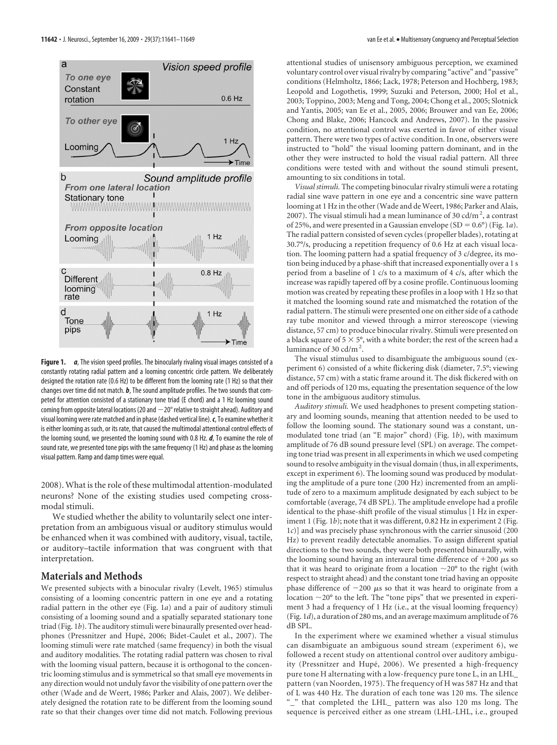**Figure 1.** ***a***, The vision speed profiles. The binocularly rivaling visual images consisted of a constantly rotating radial pattern and a looming concentric circle pattern. We deliberately designed the rotation rate (0.6 Hz) to be different from the looming rate (1 Hz) so that their changes over time did not match. ***b***, The sound amplitude profiles. The two sounds that competed for attention consisted of a stationary tone triad (E chord) and a 1 Hz looming sound coming from opposite lateral locations (20 and −20° relative to straight ahead). Auditory and visual looming were rate matched and in phase (dashed vertical line). ***c***, To examine whether it is either looming as such, or its rate, that caused the multimodal attentional control effects of the looming sound, we presented the looming sound with 0.8 Hz. ***d***, To examine the role of sound rate, we presented tone pips with the same frequency (1 Hz) and phase as the looming visual pattern. Ramp and damp times were equal.

2008). What is the role of these multimodal attention-modulated neurons? None of the existing studies used competing cross-modal stimuli.

We studied whether the ability to voluntarily select one interpretation from an ambiguous visual or auditory stimulus would be enhanced when it was combined with auditory, visual, tactile, or auditory–tactile information that was congruent with that interpretation.

## Materials and Methods

We presented subjects with a binocular rivalry (Levelt, 1965) stimulus consisting of a looming concentric pattern in one eye and a rotating radial pattern in the other eye (Fig. 1*a*) and a pair of auditory stimuli consisting of a looming sound and a spatially separated stationary tone triad (Fig. 1*b*). The auditory stimuli were binaurally presented over headphones (Pressnitzer and Hupé, 2006; Bidet-Caulet et al., 2007). The looming stimuli were rate matched (same frequency) in both the visual and auditory modalities. The rotating radial pattern was chosen to rival with the looming visual pattern, because it is orthogonal to the concentric looming stimulus and is symmetrical so that small eye movements in any direction would not unduly favor the visibility of one pattern over the other (Wade and de Weert, 1986; Parker and Alais, 2007). We deliberately designed the rotation rate to be different from the looming sound rate so that their changes over time did not match. Following previous attentional studies of unisensory ambiguous perception, we examined voluntary control over visual rivalry by comparing "active" and "passive" conditions (Helmholtz, 1866; Lack, 1978; Peterson and Hochberg, 1983; Leopold and Logothetis, 1999; Suzuki and Peterson, 2000; Hol et al., 2003; Toppino, 2003; Meng and Tong, 2004; Chong et al., 2005; Slotnick and Yantis, 2005; van Ee et al., 2005, 2006; Brouwer and van Ee, 2006; Chong and Blake, 2006; Hancock and Andrews, 2007). In the passive condition, no attentional control was exerted in favor of either visual pattern. There were two types of active condition. In one, observers were instructed to "hold" the visual looming pattern dominant, and in the other they were instructed to hold the visual radial pattern. All three conditions were tested with and without the sound stimuli present, amounting to six conditions in total.

*Visual stimuli.* The competing binocular rivalry stimuli were a rotating radial sine wave pattern in one eye and a concentric sine wave pattern looming at 1 Hz in the other (Wade and de Weert, 1986; Parker and Alais, 2007). The visual stimuli had a mean luminance of 30 cd/m$^2$, a contrast of 25%, and were presented in a Gaussian envelope (SD = 0.6°) (Fig. 1*a*). The radial pattern consisted of seven cycles (propeller blades), rotating at 30.7°/s, producing a repetition frequency of 0.6 Hz at each visual location. The looming pattern had a spatial frequency of 3 c/degree, its motion being induced by a phase-shift that increased exponentially over a 1 s period from a baseline of 1 c/s to a maximum of 4 c/s, after which the increase was rapidly tapered off by a cosine profile. Continuous looming motion was created by repeating these profiles in a loop with 1 Hz so that it matched the looming sound rate and mismatched the rotation of the radial pattern. The stimuli were presented one on either side of a cathode ray tube monitor and viewed through a mirror stereoscope (viewing distance, 57 cm) to produce binocular rivalry. Stimuli were presented on a black square of 5 × 5°, with a white border; the rest of the screen had a luminance of 30 cd/m$^2$.

The visual stimulus used to disambiguate the ambiguous sound (experiment 6) consisted of a white flickering disk (diameter, 7.5°; viewing distance, 57 cm) with a static frame around it. The disk flickered with on and off periods of 120 ms, equating the presentation sequence of the low tone in the ambiguous auditory stimulus.

*Auditory stimuli.* We used headphones to present competing stationary and looming sounds, meaning that attention needed to be used to follow the looming sound. The stationary sound was a constant, unmodulated tone triad (an "E major" chord) (Fig. 1*b*), with maximum amplitude of 76 dB sound pressure level (SPL) on average. The competing tone triad was present in all experiments in which we used competing sound to resolve ambiguity in the visual domain (thus, in all experiments, except in experiment 6). The looming sound was produced by modulating the amplitude of a pure tone (200 Hz) incremented from an amplitude of zero to a maximum amplitude designated by each subject to be comfortable (average, 74 dB SPL). The amplitude envelope had a profile identical to the phase-shift profile of the visual stimulus [1 Hz in experiment 1 (Fig. 1*b*); note that it was different, 0.82 Hz in experiment 2 (Fig. 1*c*)] and was precisely phase synchronous with the carrier sinusoid (200 Hz) to prevent readily detectable anomalies. To assign different spatial directions to the two sounds, they were both presented binaurally, with the looming sound having an interaural time difference of +200 μs so that it was heard to originate from a location ~20° to the right (with respect to straight ahead) and the constant tone triad having an opposite phase difference of −200 μs so that it was heard to originate from a location ~20° to the left. The "tone pips" that we presented in experiment 3 had a frequency of 1 Hz (i.e., at the visual looming frequency) (Fig. 1*d*), a duration of 280 ms, and an average maximum amplitude of 76 dB SPL.

In the experiment where we examined whether a visual stimulus can disambiguate an ambiguous sound stream (experiment 6), we followed a recent study on attentional control over auditory ambiguity (Pressnitzer and Hupé, 2006). We presented a high-frequency pure tone H alternating with a low-frequency pure tone L, in an LHL_ pattern (van Noorden, 1975). The frequency of H was 587 Hz and that of L was 440 Hz. The duration of each tone was 120 ms. The silence "_" that completed the LHL_ pattern was also 120 ms long. The sequence is perceived either as one stream (LHL-LHL, i.e., grouped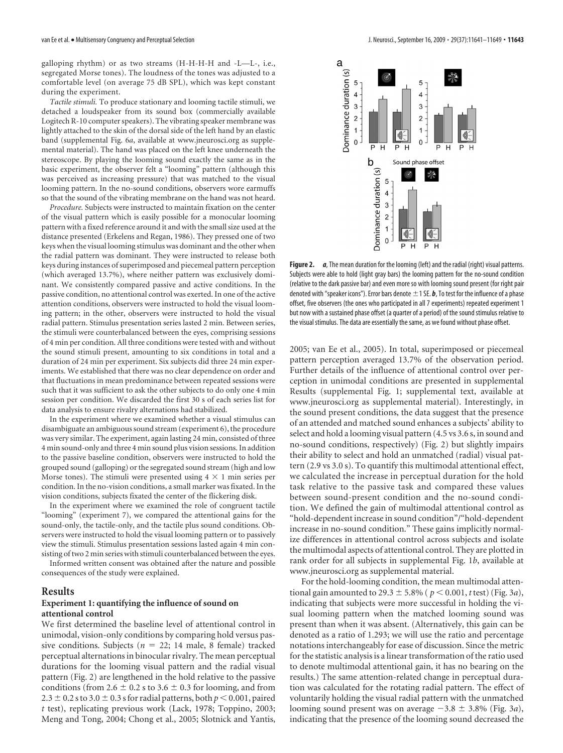galloping rhythm) or as two streams (H-H-H-H and -L—L-, i.e., segregated Morse tones). The loudness of the tones was adjusted to a comfortable level (on average 75 dB SPL), which was kept constant during the experiment.

*Tactile stimuli.* To produce stationary and looming tactile stimuli, we detached a loudspeaker from its sound box (commercially available Logitech R-10 computer speakers). The vibrating speaker membrane was lightly attached to the skin of the dorsal side of the left hand by an elastic band (supplemental Fig. 6*a*, available at www.jneurosci.org as supplemental material). The hand was placed on the left knee underneath the stereoscope. By playing the looming sound exactly the same as in the basic experiment, the observer felt a "looming" pattern (although this was perceived as increasing pressure) that was matched to the visual looming pattern. In the no-sound conditions, observers wore earmuffs so that the sound of the vibrating membrane on the hand was not heard.

*Procedure.* Subjects were instructed to maintain fixation on the center of the visual pattern which is easily possible for a monocular looming pattern with a fixed reference around it and with the small size used at the distance presented (Erkelens and Regan, 1986). They pressed one of two keys when the visual looming stimulus was dominant and the other when the radial pattern was dominant. They were instructed to release both keys during instances of superimposed and piecemeal pattern perception (which averaged 13.7%), where neither pattern was exclusively dominant. We consistently compared passive and active conditions. In the passive condition, no attentional control was exerted. In one of the active attention conditions, observers were instructed to hold the visual looming pattern; in the other, observers were instructed to hold the visual radial pattern. Stimulus presentation series lasted 2 min. Between series, the stimuli were counterbalanced between the eyes, comprising sessions of 4 min per condition. All three conditions were tested with and without the sound stimuli present, amounting to six conditions in total and a duration of 24 min per experiment. Six subjects did three 24 min experiments. We established that there was no clear dependence on order and that fluctuations in mean predominance between repeated sessions were such that it was sufficient to ask the other subjects to do only one 4 min session per condition. We discarded the first 30 s of each series list for data analysis to ensure rivalry alternations had stabilized.

In the experiment where we examined whether a visual stimulus can disambiguate an ambiguous sound stream (experiment 6), the procedure was very similar. The experiment, again lasting 24 min, consisted of three 4 min sound-only and three 4 min sound plus vision sessions. In addition to the passive baseline condition, observers were instructed to hold the grouped sound stream (galloping) or the segregated sound stream (high and low Morse tones). The stimuli were presented using $4 \times 1$ min series per condition. In the no-vision conditions, a small marker was fixated. In the vision conditions, subjects fixated the center of the flickering disk.

In the experiment where we examined the role of congruent tactile "looming" (experiment 7), we compared the attentional gains for the sound-only, the tactile-only, and the tactile plus sound conditions. Observers were instructed to hold the visual looming pattern or to passively view the stimuli. Stimulus presentation sessions lasted again 4 min consisting of two 2 min series with stimuli counterbalanced between the eyes.

Informed written consent was obtained after the nature and possible consequences of the study were explained.

## Results

### Experiment 1: quantifying the influence of sound on attentional control

We first determined the baseline level of attentional control in unimodal, vision-only conditions by comparing hold versus passive conditions. Subjects ($n = 22$; 14 male, 8 female) tracked perceptual alternations in binocular rivalry. The mean perceptual durations for the looming visual pattern and the radial visual pattern (Fig. 2) are lengthened in the hold relative to the passive conditions (from $2.6 \pm 0.2$ s to $3.6 \pm 0.3$ for looming, and from $2.3 \pm 0.2$ s to $3.0 \pm 0.3$ s for radial patterns, both $p < 0.001$, paired *t* test), replicating previous work (Lack, 1978; Toppino, 2003; Meng and Tong, 2004; Chong et al., 2005; Slotnick and Yantis, 2005; van Ee et al., 2005). In total, superimposed or piecemeal pattern perception averaged 13.7% of the observation period. Further details of the influence of attentional control over perception in unimodal conditions are presented in supplemental Results (supplemental Fig. 1; supplemental text, available at www.jneurosci.org as supplemental material). Interestingly, in the sound present conditions, the data suggest that the presence of an attended and matched sound enhances a subjects' ability to select and hold a looming visual pattern (4.5 vs 3.6 s, in sound and no-sound conditions, respectively) (Fig. 2) but slightly impairs their ability to select and hold an unmatched (radial) visual pattern (2.9 vs 3.0 s). To quantify this multimodal attentional effect, we calculated the increase in perceptual duration for the hold task relative to the passive task and compared these values between sound-present condition and the no-sound condition. We defined the gain of multimodal attentional control as "hold-dependent increase in sound condition"/"hold-dependent increase in no-sound condition." These gains implicitly normalize differences in attentional control across subjects and isolate the multimodal aspects of attentional control. They are plotted in rank order for all subjects in supplemental Fig. 1*b*, available at www.jneurosci.org as supplemental material.

For the hold-looming condition, the mean multimodal attentional gain amounted to $29.3 \pm 5.8\%$ ($p < 0.001$, *t* test) (Fig. 3*a*), indicating that subjects were more successful in holding the visual looming pattern when the matched looming sound was present than when it was absent. (Alternatively, this gain can be denoted as a ratio of 1.293; we will use the ratio and percentage notations interchangeably for ease of discussion. Since the metric for the statistic analysis is a linear transformation of the ratio used to denote multimodal attentional gain, it has no bearing on the results.) The same attention-related change in perceptual duration was calculated for the rotating radial pattern. The effect of voluntarily holding the visual radial pattern with the unmatched looming sound present was on average $-3.8 \pm 3.8\%$ (Fig. 3*a*), indicating that the presence of the looming sound decreased the

**Figure 2.** ***a***, The mean duration for the looming (left) and the radial (right) visual patterns. Subjects were able to hold (light gray bars) the looming pattern for the no-sound condition (relative to the dark passive bar) and even more so with looming sound present (for right pair denoted with "speaker icons"). Error bars denote ±1 SE. ***b***, To test for the influence of a phase offset, five observers (the ones who participated in all 7 experiments) repeated experiment 1 but now with a sustained phase offset (a quarter of a period) of the sound stimulus relative to the visual stimulus. The data are essentially the same, as we found without phase offset.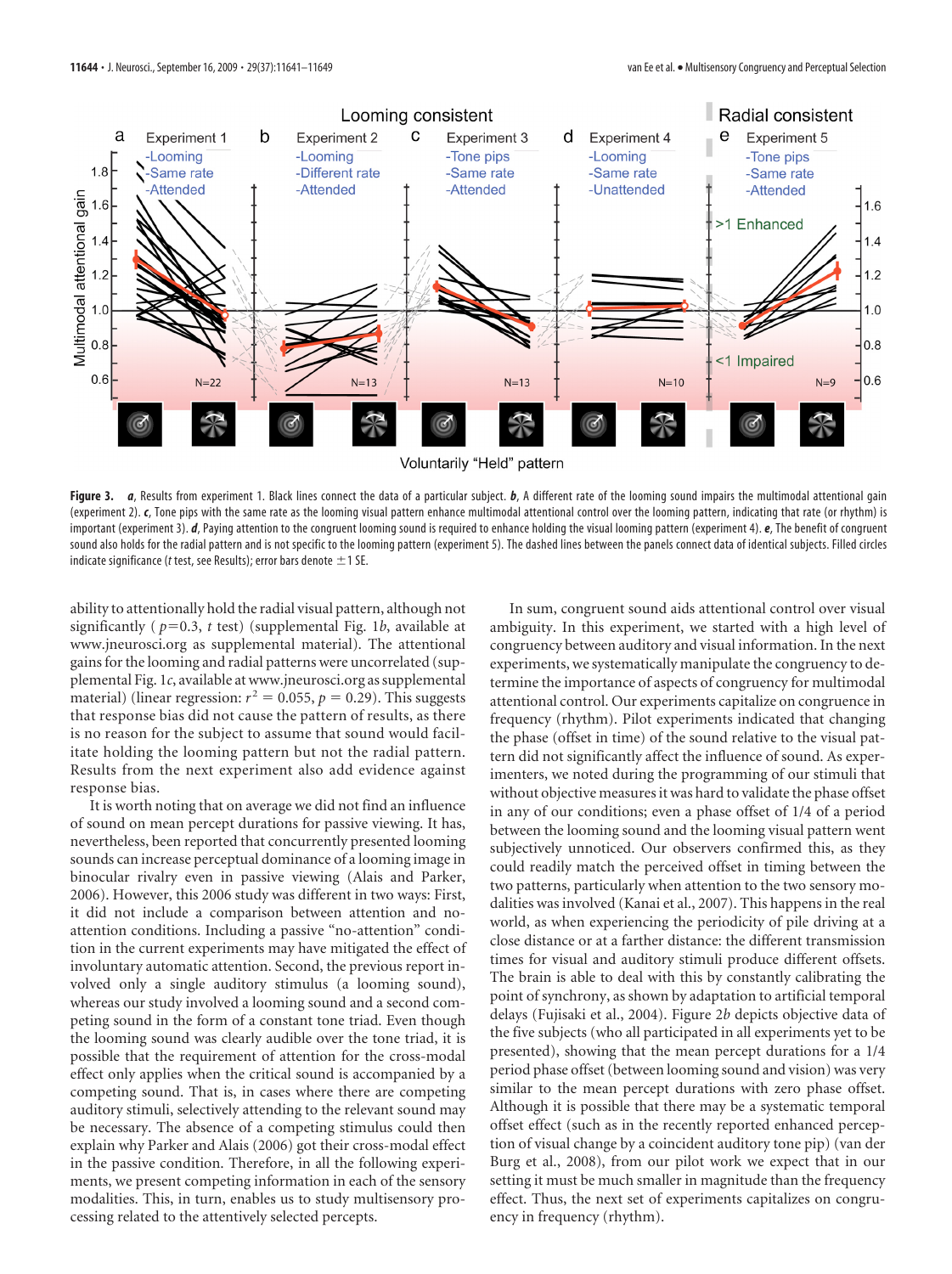**Figure 3.** ***a***, Results from experiment 1. Black lines connect the data of a particular subject. ***b***, A different rate of the looming sound impairs the multimodal attentional gain (experiment 2). ***c***, Tone pips with the same rate as the looming visual pattern enhance multimodal attentional control over the looming pattern, indicating that rate (or rhythm) is important (experiment 3). ***d***, Paying attention to the congruent looming sound is required to enhance holding the visual looming pattern (experiment 4). ***e***, The benefit of congruent sound also holds for the radial pattern and is not specific to the looming pattern (experiment 5). The dashed lines between the panels connect data of identical subjects. Filled circles indicate significance (*t* test, see Results); error bars denote ±1 SE.

ability to attentionally hold the radial visual pattern, although not significantly ($p=0.3$, $t$ test) (supplemental Fig. 1*b*, available at www.jneurosci.org as supplemental material). The attentional gains for the looming and radial patterns were uncorrelated (supplemental Fig. 1*c*, available at www.jneurosci.org as supplemental material) (linear regression: $r^2 = 0.055$, $p = 0.29$). This suggests that response bias did not cause the pattern of results, as there is no reason for the subject to assume that sound would facilitate holding the looming pattern but not the radial pattern. Results from the next experiment also add evidence against response bias.

It is worth noting that on average we did not find an influence of sound on mean percept durations for passive viewing. It has, nevertheless, been reported that concurrently presented looming sounds can increase perceptual dominance of a looming image in binocular rivalry even in passive viewing (Alais and Parker, 2006). However, this 2006 study was different in two ways: First, it did not include a comparison between attention and no-attention conditions. Including a passive "no-attention" condition in the current experiments may have mitigated the effect of involuntary automatic attention. Second, the previous report involved only a single auditory stimulus (a looming sound), whereas our study involved a looming sound and a second competing sound in the form of a constant tone triad. Even though the looming sound was clearly audible over the tone triad, it is possible that the requirement of attention for the cross-modal effect only applies when the critical sound is accompanied by a competing sound. That is, in cases where there are competing auditory stimuli, selectively attending to the relevant sound may be necessary. The absence of a competing stimulus could then explain why Parker and Alais (2006) got their cross-modal effect in the passive condition. Therefore, in all the following experiments, we present competing information in each of the sensory modalities. This, in turn, enables us to study multisensory processing related to the attentively selected percepts.

In sum, congruent sound aids attentional control over visual ambiguity. In this experiment, we started with a high level of congruency between auditory and visual information. In the next experiments, we systematically manipulate the congruency to determine the importance of aspects of congruency for multimodal attentional control. Our experiments capitalize on congruence in frequency (rhythm). Pilot experiments indicated that changing the phase (offset in time) of the sound relative to the visual pattern did not significantly affect the influence of sound. As experimenters, we noted during the programming of our stimuli that without objective measures it was hard to validate the phase offset in any of our conditions; even a phase offset of 1/4 of a period between the looming sound and the looming visual pattern went subjectively unnoticed. Our observers confirmed this, as they could readily match the perceived offset in timing between the two patterns, particularly when attention to the two sensory modalities was involved (Kanai et al., 2007). This happens in the real world, as when experiencing the periodicity of pile driving at a close distance or at a farther distance: the different transmission times for visual and auditory stimuli produce different offsets. The brain is able to deal with this by constantly calibrating the point of synchrony, as shown by adaptation to artificial temporal delays (Fujisaki et al., 2004). Figure 2*b* depicts objective data of the five subjects (who all participated in all experiments yet to be presented), showing that the mean percept durations for a 1/4 period phase offset (between looming sound and vision) was very similar to the mean percept durations with zero phase offset. Although it is possible that there may be a systematic temporal offset effect (such as in the recently reported enhanced perception of visual change by a coincident auditory tone pip) (van der Burg et al., 2008), from our pilot work we expect that in our setting it must be much smaller in magnitude than the frequency effect. Thus, the next set of experiments capitalizes on congruency in frequency (rhythm).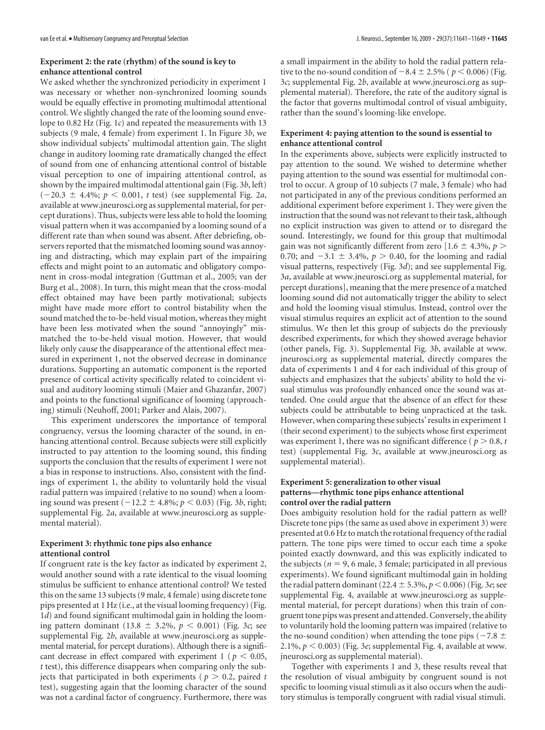### Experiment 2: the rate (rhythm) of the sound is key to enhance attentional control

We asked whether the synchronized periodicity in experiment 1 was necessary or whether non-synchronized looming sounds would be equally effective in promoting multimodal attentional control. We slightly changed the rate of the looming sound envelope to 0.82 Hz (Fig. 1*c*) and repeated the measurements with 13 subjects (9 male, 4 female) from experiment 1. In Figure 3*b*, we show individual subjects' multimodal attention gain. The slight change in auditory looming rate dramatically changed the effect of sound from one of enhancing attentional control of bistable visual perception to one of impairing attentional control, as shown by the impaired multimodal attentional gain (Fig. 3*b*, left) ($-20.3 \pm 4.4\%$; $p < 0.001$, *t* test) (see supplemental Fig. 2*a*, available at www.jneurosci.org as supplemental material, for percept durations). Thus, subjects were less able to hold the looming visual pattern when it was accompanied by a looming sound of a different rate than when sound was absent. After debriefing, observers reported that the mismatched looming sound was annoying and distracting, which may explain part of the impairing effects and might point to an automatic and obligatory component in cross-modal integration (Guttman et al., 2005; van der Burg et al., 2008). In turn, this might mean that the cross-modal effect obtained may have been partly motivational; subjects might have made more effort to control bistability when the sound matched the to-be-held visual motion, whereas they might have been less motivated when the sound "annoyingly" mismatched the to-be-held visual motion. However, that would likely only cause the disappearance of the attentional effect measured in experiment 1, not the observed decrease in dominance durations. Supporting an automatic component is the reported presence of cortical activity specifically related to coincident visual and auditory looming stimuli (Maier and Ghazanfar, 2007) and points to the functional significance of looming (approaching) stimuli (Neuhoff, 2001; Parker and Alais, 2007).

This experiment underscores the importance of temporal congruency, versus the looming character of the sound, in enhancing attentional control. Because subjects were still explicitly instructed to pay attention to the looming sound, this finding supports the conclusion that the results of experiment 1 were not a bias in response to instructions. Also, consistent with the findings of experiment 1, the ability to voluntarily hold the visual radial pattern was impaired (relative to no sound) when a looming sound was present ($-12.2 \pm 4.8\%$; $p < 0.03$) (Fig. 3*b*, right; supplemental Fig. 2*a*, available at www.jneurosci.org as supplemental material).

### Experiment 3: rhythmic tone pips also enhance attentional control

If congruent rate is the key factor as indicated by experiment 2, would another sound with a rate identical to the visual looming stimulus be sufficient to enhance attentional control? We tested this on the same 13 subjects (9 male, 4 female) using discrete tone pips presented at 1 Hz (i.e., at the visual looming frequency) (Fig. 1*d*) and found significant multimodal gain in holding the looming pattern dominant ($13.8 \pm 3.2\%$, $p < 0.001$) (Fig. 3*c*; see supplemental Fig. 2*b*, available at www.jneurosci.org as supplemental material, for percept durations). Although there is a significant decrease in effect compared with experiment 1 ($p < 0.05$, *t* test), this difference disappears when comparing only the subjects that participated in both experiments ($p > 0.2$, paired *t* test), suggesting again that the looming character of the sound was not a cardinal factor of congruency. Furthermore, there was a small impairment in the ability to hold the radial pattern relative to the no-sound condition of $-8.4 \pm 2.5\%$ ($p < 0.006$) (Fig. 3*c*; supplemental Fig. 2*b*, available at www.jneurosci.org as supplemental material). Therefore, the rate of the auditory signal is the factor that governs multimodal control of visual ambiguity, rather than the sound's looming-like envelope.

### Experiment 4: paying attention to the sound is essential to enhance attentional control

In the experiments above, subjects were explicitly instructed to pay attention to the sound. We wished to determine whether paying attention to the sound was essential for multimodal control to occur. A group of 10 subjects (7 male, 3 female) who had not participated in any of the previous conditions performed an additional experiment before experiment 1. They were given the instruction that the sound was not relevant to their task, although no explicit instruction was given to attend or to disregard the sound. Interestingly, we found for this group that multimodal gain was not significantly different from zero [$1.6 \pm 4.3\%$, $p > 0.70$; and $-3.1 \pm 3.4\%$, $p > 0.40$, for the looming and radial visual patterns, respectively (Fig. 3*d*); and see supplemental Fig. 3*a*, available at www.jneurosci.org as supplemental material, for percept durations], meaning that the mere presence of a matched looming sound did not automatically trigger the ability to select and hold the looming visual stimulus. Instead, control over the visual stimulus requires an explicit act of attention to the sound stimulus. We then let this group of subjects do the previously described experiments, for which they showed average behavior (other panels, Fig. 3). Supplemental Fig. 3*b*, available at www.jneurosci.org as supplemental material, directly compares the data of experiments 1 and 4 for each individual of this group of subjects and emphasizes that the subjects' ability to hold the visual stimulus was profoundly enhanced once the sound was attended. One could argue that the absence of an effect for these subjects could be attributable to being unpracticed at the task. However, when comparing these subjects' results in experiment 1 (their second experiment) to the subjects whose first experiment was experiment 1, there was no significant difference ($p > 0.8$, *t* test) (supplemental Fig. 3*c*, available at www.jneurosci.org as supplemental material).

### Experiment 5: generalization to other visual patterns—rhythmic tone pips enhance attentional control over the radial pattern

Does ambiguity resolution hold for the radial pattern as well? Discrete tone pips (the same as used above in experiment 3) were presented at 0.6 Hz to match the rotational frequency of the radial pattern. The tone pips were timed to occur each time a spoke pointed exactly downward, and this was explicitly indicated to the subjects ($n = 9$, 6 male, 3 female; participated in all previous experiments). We found significant multimodal gain in holding the radial pattern dominant ($22.4 \pm 5.3\%$, $p < 0.006$) (Fig. 3*e*; see supplemental Fig. 4, available at www.jneurosci.org as supplemental material, for percept durations) when this train of congruent tone pips was present and attended. Conversely, the ability to voluntarily hold the looming pattern was impaired (relative to the no-sound condition) when attending the tone pips ($-7.8 \pm 2.1\%$, $p < 0.003$) (Fig. 3*e*; supplemental Fig. 4, available at www.jneurosci.org as supplemental material).

Together with experiments 1 and 3, these results reveal that the resolution of visual ambiguity by congruent sound is not specific to looming visual stimuli as it also occurs when the auditory stimulus is temporally congruent with radial visual stimuli.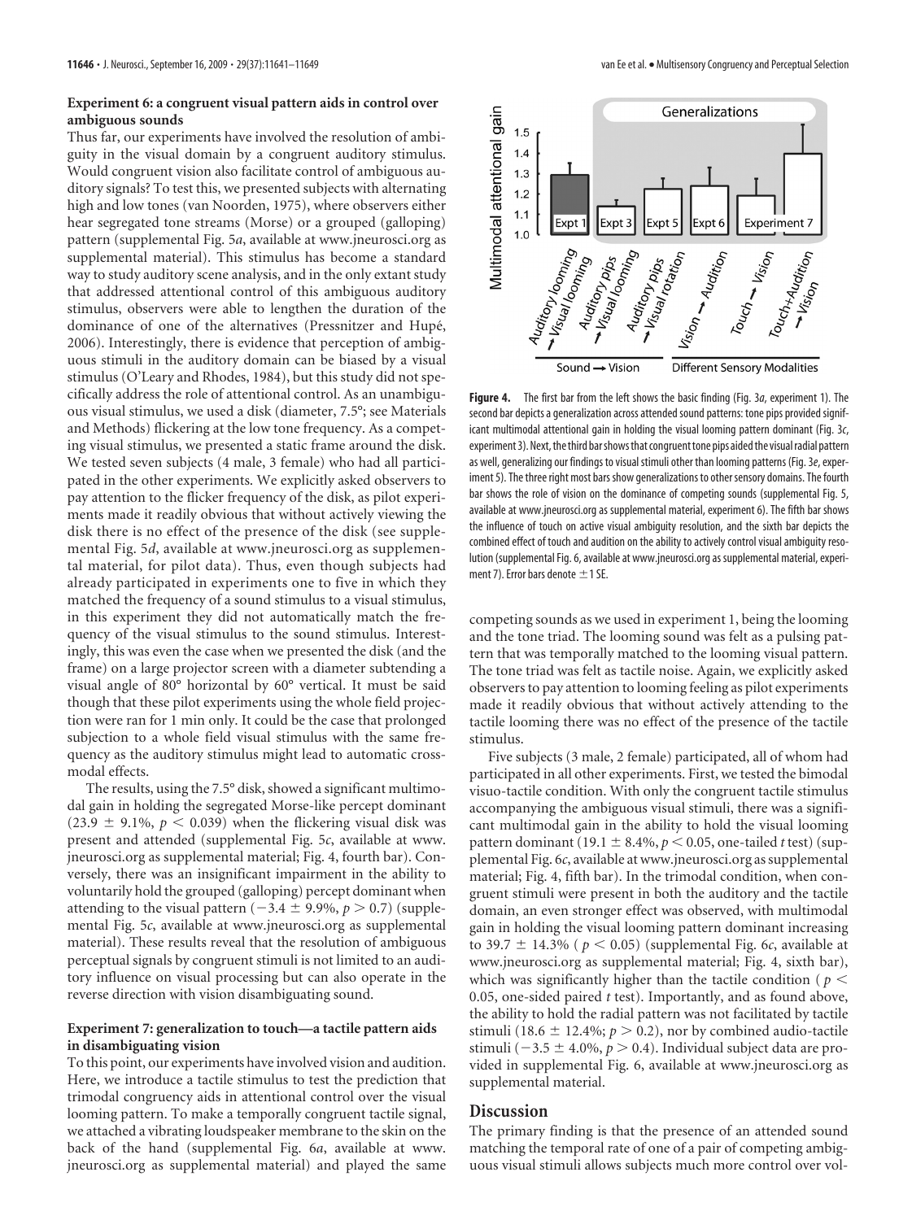### Experiment 6: a congruent visual pattern aids in control over ambiguous sounds

Thus far, our experiments have involved the resolution of ambiguity in the visual domain by a congruent auditory stimulus. Would congruent vision also facilitate control of ambiguous auditory signals? To test this, we presented subjects with alternating high and low tones (van Noorden, 1975), where observers either hear segregated tone streams (Morse) or a grouped (galloping) pattern (supplemental Fig. 5*a*, available at www.jneurosci.org as supplemental material). This stimulus has become a standard way to study auditory scene analysis, and in the only extant study that addressed attentional control of this ambiguous auditory stimulus, observers were able to lengthen the duration of the dominance of one of the alternatives (Pressnitzer and Hupé, 2006). Interestingly, there is evidence that perception of ambiguous stimuli in the auditory domain can be biased by a visual stimulus (O'Leary and Rhodes, 1984), but this study did not specifically address the role of attentional control. As an unambiguous visual stimulus, we used a disk (diameter, 7.5°; see Materials and Methods) flickering at the low tone frequency. As a competing visual stimulus, we presented a static frame around the disk. We tested seven subjects (4 male, 3 female) who had all participated in the other experiments. We explicitly asked observers to pay attention to the flicker frequency of the disk, as pilot experiments made it readily obvious that without actively viewing the disk there is no effect of the presence of the disk (see supplemental Fig. 5*d*, available at www.jneurosci.org as supplemental material, for pilot data). Thus, even though subjects had already participated in experiments one to five in which they matched the frequency of a sound stimulus to a visual stimulus, in this experiment they did not automatically match the frequency of the visual stimulus to the sound stimulus. Interestingly, this was even the case when we presented the disk (and the frame) on a large projector screen with a diameter subtending a visual angle of 80° horizontal by 60° vertical. It must be said though that these pilot experiments using the whole field projection were ran for 1 min only. It could be the case that prolonged subjection to a whole field visual stimulus with the same frequency as the auditory stimulus might lead to automatic crossmodal effects.

The results, using the 7.5° disk, showed a significant multimodal gain in holding the segregated Morse-like percept dominant ($23.9 \pm 9.1\%$, $p < 0.039$) when the flickering visual disk was present and attended (supplemental Fig. 5*c*, available at www.jneurosci.org as supplemental material; Fig. 4, fourth bar). Conversely, there was an insignificant impairment in the ability to voluntarily hold the grouped (galloping) percept dominant when attending to the visual pattern ($-3.4 \pm 9.9\%$, $p > 0.7$) (supplemental Fig. 5*c*, available at www.jneurosci.org as supplemental material). These results reveal that the resolution of ambiguous perceptual signals by congruent stimuli is not limited to an auditory influence on visual processing but can also operate in the reverse direction with vision disambiguating sound.

### Experiment 7: generalization to touch—a tactile pattern aids in disambiguating vision

To this point, our experiments have involved vision and audition. Here, we introduce a tactile stimulus to test the prediction that trimodal congruency aids in attentional control over the visual looming pattern. To make a temporally congruent tactile signal, we attached a vibrating loudspeaker membrane to the skin on the back of the hand (supplemental Fig. 6*a*, available at www.jneurosci.org as supplemental material) and played the same competing sounds as we used in experiment 1, being the looming and the tone triad. The looming sound was felt as a pulsing pattern that was temporally matched to the looming visual pattern. The tone triad was felt as tactile noise. Again, we explicitly asked observers to pay attention to looming feeling as pilot experiments made it readily obvious that without actively attending to the tactile looming there was no effect of the presence of the tactile stimulus.

Figure 4. The first bar from the left shows the basic finding (Fig. 3*a*, experiment 1). The second bar depicts a generalization across attended sound patterns: tone pips provided significant multimodal attentional gain in holding the visual looming pattern dominant (Fig. 3*c*, experiment 3). Next, the third bar shows that congruent tone pips aided the visual radial pattern as well, generalizing our findings to visual stimuli other than looming patterns (Fig. 3*e*, experiment 5). The three right most bars show generalizations to other sensory domains. The fourth bar shows the role of vision on the dominance of competing sounds (supplemental Fig. 5, available at www.jneurosci.org as supplemental material, experiment 6). The fifth bar shows the influence of touch on active visual ambiguity resolution, and the sixth bar depicts the combined effect of touch and audition on the ability to actively control visual ambiguity resolution (supplemental Fig. 6, available at www.jneurosci.org as supplemental material, experiment 7). Error bars denote ±1 SE.

Five subjects (3 male, 2 female) participated, all of whom had participated in all other experiments. First, we tested the bimodal visuo-tactile condition. With only the congruent tactile stimulus accompanying the ambiguous visual stimuli, there was a significant multimodal gain in the ability to hold the visual looming pattern dominant ($19.1 \pm 8.4\%$, $p < 0.05$, one-tailed $t$ test) (supplemental Fig. 6*c*, available at www.jneurosci.org as supplemental material; Fig. 4, fifth bar). In the trimodal condition, when congruent stimuli were present in both the auditory and the tactile domain, an even stronger effect was observed, with multimodal gain in holding the visual looming pattern dominant increasing to $39.7 \pm 14.3\%$ ($p < 0.05$) (supplemental Fig. 6*c*, available at www.jneurosci.org as supplemental material; Fig. 4, sixth bar), which was significantly higher than the tactile condition ($p < 0.05$, one-sided paired $t$ test). Importantly, and as found above, the ability to hold the radial pattern was not facilitated by tactile stimuli ($18.6 \pm 12.4\%$; $p > 0.2$), nor by combined audio-tactile stimuli ($-3.5 \pm 4.0\%$, $p > 0.4$). Individual subject data are provided in supplemental Fig. 6, available at www.jneurosci.org as supplemental material.

## Discussion

The primary finding is that the presence of an attended sound matching the temporal rate of one of a pair of competing ambiguous visual stimuli allows subjects much more control over vol-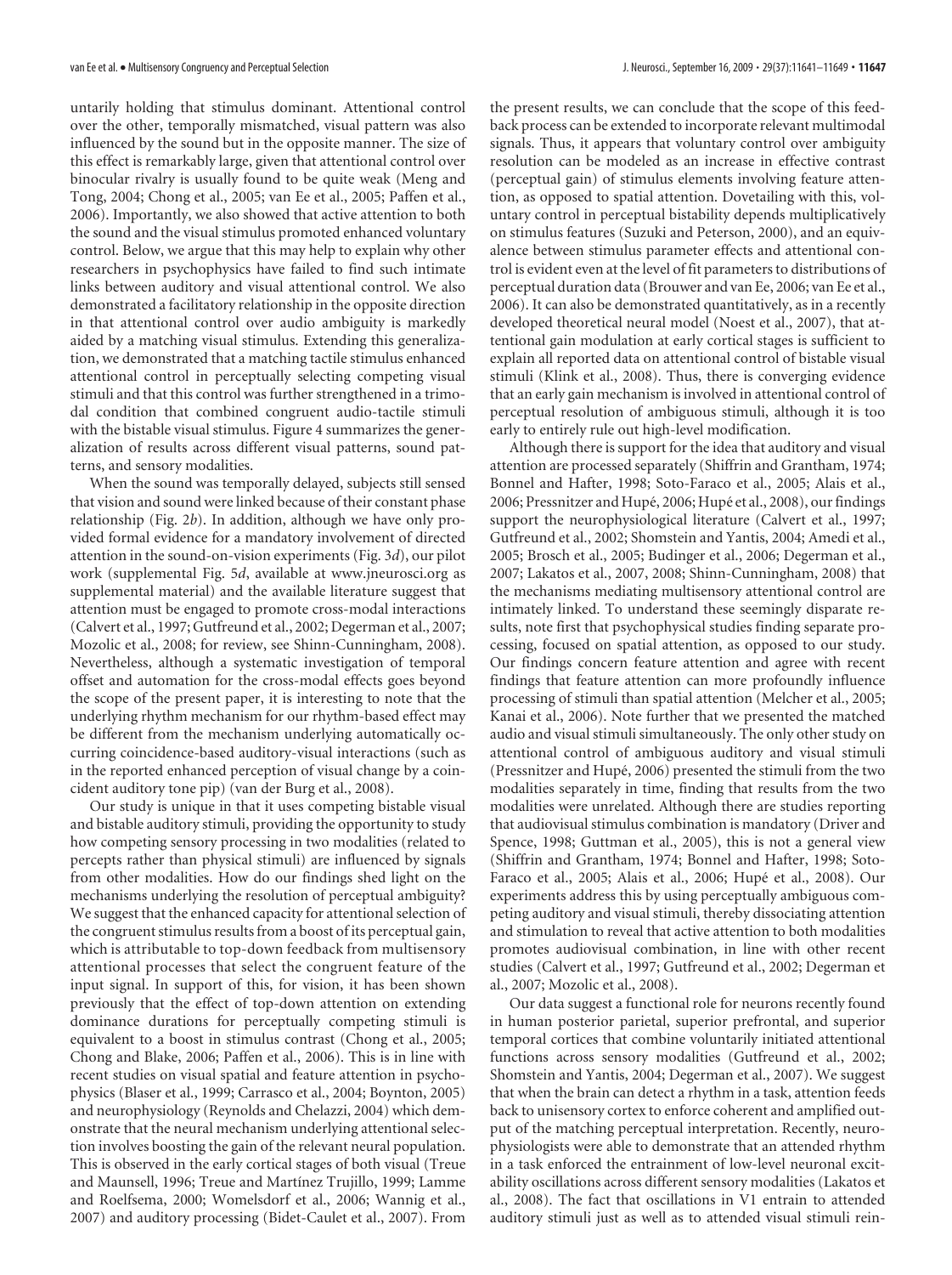untarily holding that stimulus dominant. Attentional control over the other, temporally mismatched, visual pattern was also influenced by the sound but in the opposite manner. The size of this effect is remarkably large, given that attentional control over binocular rivalry is usually found to be quite weak (Meng and Tong, 2004; Chong et al., 2005; van Ee et al., 2005; Paffen et al., 2006). Importantly, we also showed that active attention to both the sound and the visual stimulus promoted enhanced voluntary control. Below, we argue that this may help to explain why other researchers in psychophysics have failed to find such intimate links between auditory and visual attentional control. We also demonstrated a facilitatory relationship in the opposite direction in that attentional control over audio ambiguity is markedly aided by a matching visual stimulus. Extending this generalization, we demonstrated that a matching tactile stimulus enhanced attentional control in perceptually selecting competing visual stimuli and that this control was further strengthened in a trimodal condition that combined congruent audio-tactile stimuli with the bistable visual stimulus. Figure 4 summarizes the generalization of results across different visual patterns, sound patterns, and sensory modalities.

When the sound was temporally delayed, subjects still sensed that vision and sound were linked because of their constant phase relationship (Fig. 2*b*). In addition, although we have only provided formal evidence for a mandatory involvement of directed attention in the sound-on-vision experiments (Fig. 3*d*), our pilot work (supplemental Fig. 5*d*, available at www.jneurosci.org as supplemental material) and the available literature suggest that attention must be engaged to promote cross-modal interactions (Calvert et al., 1997; Gutfreund et al., 2002; Degerman et al., 2007; Mozolic et al., 2008; for review, see Shinn-Cunningham, 2008). Nevertheless, although a systematic investigation of temporal offset and automation for the cross-modal effects goes beyond the scope of the present paper, it is interesting to note that the underlying rhythm mechanism for our rhythm-based effect may be different from the mechanism underlying automatically occurring coincidence-based auditory-visual interactions (such as in the reported enhanced perception of visual change by a coincident auditory tone pip) (van der Burg et al., 2008).

Our study is unique in that it uses competing bistable visual and bistable auditory stimuli, providing the opportunity to study how competing sensory processing in two modalities (related to percepts rather than physical stimuli) are influenced by signals from other modalities. How do our findings shed light on the mechanisms underlying the resolution of perceptual ambiguity? We suggest that the enhanced capacity for attentional selection of the congruent stimulus results from a boost of its perceptual gain, which is attributable to top-down feedback from multisensory attentional processes that select the congruent feature of the input signal. In support of this, for vision, it has been shown previously that the effect of top-down attention on extending dominance durations for perceptually competing stimuli is equivalent to a boost in stimulus contrast (Chong et al., 2005; Chong and Blake, 2006; Paffen et al., 2006). This is in line with recent studies on visual spatial and feature attention in psychophysics (Blaser et al., 1999; Carrasco et al., 2004; Boynton, 2005) and neurophysiology (Reynolds and Chelazzi, 2004) which demonstrate that the neural mechanism underlying attentional selection involves boosting the gain of the relevant neural population. This is observed in the early cortical stages of both visual (Treue and Maunsell, 1996; Treue and Martínez Trujillo, 1999; Lamme and Roelfsema, 2000; Womelsdorf et al., 2006; Wannig et al., 2007) and auditory processing (Bidet-Caulet et al., 2007). From the present results, we can conclude that the scope of this feedback process can be extended to incorporate relevant multimodal signals. Thus, it appears that voluntary control over ambiguity resolution can be modeled as an increase in effective contrast (perceptual gain) of stimulus elements involving feature attention, as opposed to spatial attention. Dovetailing with this, voluntary control in perceptual bistability depends multiplicatively on stimulus features (Suzuki and Peterson, 2000), and an equivalence between stimulus parameter effects and attentional control is evident even at the level of fit parameters to distributions of perceptual duration data (Brouwer and van Ee, 2006; van Ee et al., 2006). It can also be demonstrated quantitatively, as in a recently developed theoretical neural model (Noest et al., 2007), that attentional gain modulation at early cortical stages is sufficient to explain all reported data on attentional control of bistable visual stimuli (Klink et al., 2008). Thus, there is converging evidence that an early gain mechanism is involved in attentional control of perceptual resolution of ambiguous stimuli, although it is too early to entirely rule out high-level modification.

Although there is support for the idea that auditory and visual attention are processed separately (Shiffrin and Grantham, 1974; Bonnel and Hafter, 1998; Soto-Faraco et al., 2005; Alais et al., 2006; Pressnitzer and Hupé, 2006; Hupé et al., 2008), our findings support the neurophysiological literature (Calvert et al., 1997; Gutfreund et al., 2002; Shomstein and Yantis, 2004; Amedi et al., 2005; Brosch et al., 2005; Budinger et al., 2006; Degerman et al., 2007; Lakatos et al., 2007, 2008; Shinn-Cunningham, 2008) that the mechanisms mediating multisensory attentional control are intimately linked. To understand these seemingly disparate results, note first that psychophysical studies finding separate processing, focused on spatial attention, as opposed to our study. Our findings concern feature attention and agree with recent findings that feature attention can more profoundly influence processing of stimuli than spatial attention (Melcher et al., 2005; Kanai et al., 2006). Note further that we presented the matched audio and visual stimuli simultaneously. The only other study on attentional control of ambiguous auditory and visual stimuli (Pressnitzer and Hupé, 2006) presented the stimuli from the two modalities separately in time, finding that results from the two modalities were unrelated. Although there are studies reporting that audiovisual stimulus combination is mandatory (Driver and Spence, 1998; Guttman et al., 2005), this is not a general view (Shiffrin and Grantham, 1974; Bonnel and Hafter, 1998; Soto-Faraco et al., 2005; Alais et al., 2006; Hupé et al., 2008). Our experiments address this by using perceptually ambiguous competing auditory and visual stimuli, thereby dissociating attention and stimulation to reveal that active attention to both modalities promotes audiovisual combination, in line with other recent studies (Calvert et al., 1997; Gutfreund et al., 2002; Degerman et al., 2007; Mozolic et al., 2008).

Our data suggest a functional role for neurons recently found in human posterior parietal, superior prefrontal, and superior temporal cortices that combine voluntarily initiated attentional functions across sensory modalities (Gutfreund et al., 2002; Shomstein and Yantis, 2004; Degerman et al., 2007). We suggest that when the brain can detect a rhythm in a task, attention feeds back to unisensory cortex to enforce coherent and amplified output of the matching perceptual interpretation. Recently, neurophysiologists were able to demonstrate that an attended rhythm in a task enforced the entrainment of low-level neuronal excitability oscillations across different sensory modalities (Lakatos et al., 2008). The fact that oscillations in V1 entrain to attended auditory stimuli just as well as to attended visual stimuli rein-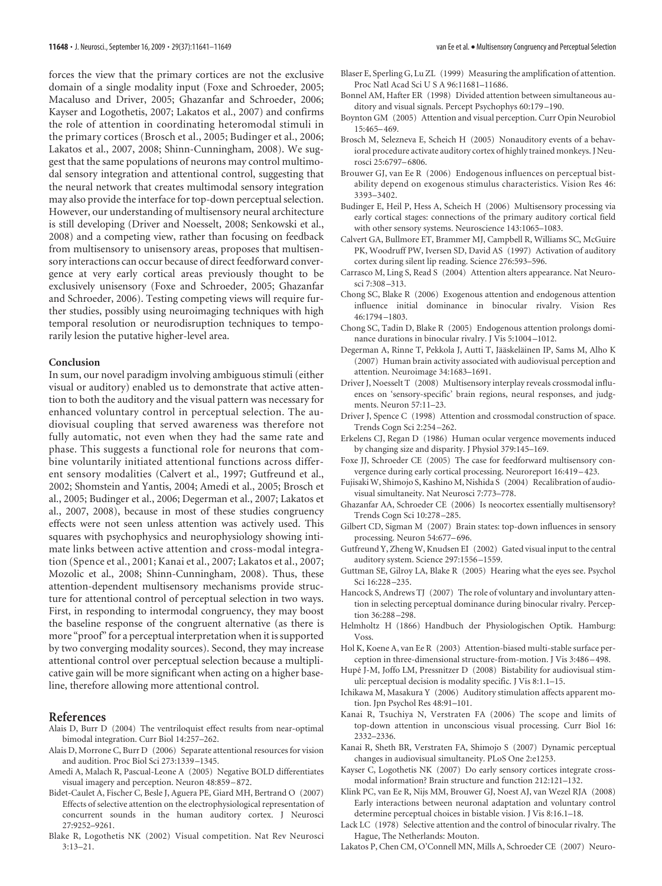forces the view that the primary cortices are not the exclusive domain of a single modality input (Foxe and Schroeder, 2005; Macaluso and Driver, 2005; Ghazanfar and Schroeder, 2006; Kayser and Logothetis, 2007; Lakatos et al., 2007) and confirms the role of attention in coordinating heteromodal stimuli in the primary cortices (Brosch et al., 2005; Budinger et al., 2006; Lakatos et al., 2007, 2008; Shinn-Cunningham, 2008). We suggest that the same populations of neurons may control multimodal sensory integration and attentional control, suggesting that the neural network that creates multimodal sensory integration may also provide the interface for top-down perceptual selection. However, our understanding of multisensory neural architecture is still developing (Driver and Noesselt, 2008; Senkowski et al., 2008) and a competing view, rather than focusing on feedback from multisensory to unisensory areas, proposes that multisensory interactions can occur because of direct feedforward convergence at very early cortical areas previously thought to be exclusively unisensory (Foxe and Schroeder, 2005; Ghazanfar and Schroeder, 2006). Testing competing views will require further studies, possibly using neuroimaging techniques with high temporal resolution or neurodisruption techniques to temporarily lesion the putative higher-level area.

### Conclusion

In sum, our novel paradigm involving ambiguous stimuli (either visual or auditory) enabled us to demonstrate that active attention to both the auditory and the visual pattern was necessary for enhanced voluntary control in perceptual selection. The audiovisual coupling that served awareness was therefore not fully automatic, not even when they had the same rate and phase. This suggests a functional role for neurons that combine voluntarily initiated attentional functions across different sensory modalities (Calvert et al., 1997; Gutfreund et al., 2002; Shomstein and Yantis, 2004; Amedi et al., 2005; Brosch et al., 2005; Budinger et al., 2006; Degerman et al., 2007; Lakatos et al., 2007, 2008), because in most of these studies congruency effects were not seen unless attention was actively used. This squares with psychophysics and neurophysiology showing intimate links between active attention and cross-modal integration (Spence et al., 2001; Kanai et al., 2007; Lakatos et al., 2007; Mozolic et al., 2008; Shinn-Cunningham, 2008). Thus, these attention-dependent multisensory mechanisms provide structure for attentional control of perceptual selection in two ways. First, in responding to intermodal congruency, they may boost the baseline response of the congruent alternative (as there is more "proof" for a perceptual interpretation when it is supported by two converging modality sources). Second, they may increase attentional control over perceptual selection because a multiplicative gain will be more significant when acting on a higher baseline, therefore allowing more attentional control.

## References

Alais D, Burr D (2004) The ventriloquist effect results from near-optimal bimodal integration. Curr Biol 14:257–262.

Alais D, Morrone C, Burr D (2006) Separate attentional resources for vision and audition. Proc Biol Sci 273:1339–1345.

Amedi A, Malach R, Pascual-Leone A (2005) Negative BOLD differentiates visual imagery and perception. Neuron 48:859–872.

Bidet-Caulet A, Fischer C, Besle J, Aguera PE, Giard MH, Bertrand O (2007) Effects of selective attention on the electrophysiological representation of concurrent sounds in the human auditory cortex. J Neurosci 27:9252–9261.

Blake R, Logothetis NK (2002) Visual competition. Nat Rev Neurosci 3:13–21.

Blaser E, Sperling G, Lu ZL (1999) Measuring the amplification of attention. Proc Natl Acad Sci U S A 96:11681–11686.

Bonnel AM, Hafter ER (1998) Divided attention between simultaneous auditory and visual signals. Percept Psychophys 60:179–190.

Boynton GM (2005) Attention and visual perception. Curr Opin Neurobiol 15:465–469.

Brosch M, Selezneva E, Scheich H (2005) Nonauditory events of a behavioral procedure activate auditory cortex of highly trained monkeys. J Neurosci 25:6797–6806.

Brouwer GJ, van Ee R (2006) Endogenous influences on perceptual bistability depend on exogenous stimulus characteristics. Vision Res 46:3393–3402.

Budinger E, Heil P, Hess A, Scheich H (2006) Multisensory processing via early cortical stages: connections of the primary auditory cortical field with other sensory systems. Neuroscience 143:1065–1083.

Calvert GA, Bullmore ET, Brammer MJ, Campbell R, Williams SC, McGuire PK, Woodruff PW, Iversen SD, David AS (1997) Activation of auditory cortex during silent lip reading. Science 276:593–596.

Carrasco M, Ling S, Read S (2004) Attention alters appearance. Nat Neurosci 7:308–313.

Chong SC, Blake R (2006) Exogenous attention and endogenous attention influence initial dominance in binocular rivalry. Vision Res 46:1794–1803.

Chong SC, Tadin D, Blake R (2005) Endogenous attention prolongs dominance durations in binocular rivalry. J Vis 5:1004–1012.

Degerman A, Rinne T, Pekkola J, Autti T, Jääskeläinen IP, Sams M, Alho K (2007) Human brain activity associated with audiovisual perception and attention. Neuroimage 34:1683–1691.

Driver J, Noesselt T (2008) Multisensory interplay reveals crossmodal influences on 'sensory-specific' brain regions, neural responses, and judgments. Neuron 57:11–23.

Driver J, Spence C (1998) Attention and crossmodal construction of space. Trends Cogn Sci 2:254–262.

Erkelens CJ, Regan D (1986) Human ocular vergence movements induced by changing size and disparity. J Physiol 379:145–169.

Foxe JJ, Schroeder CE (2005) The case for feedforward multisensory convergence during early cortical processing. Neuroreport 16:419–423.

Fujisaki W, Shimojo S, Kashino M, Nishida S (2004) Recalibration of audiovisual simultaneity. Nat Neurosci 7:773–778.

Ghazanfar AA, Schroeder CE (2006) Is neocortex essentially multisensory? Trends Cogn Sci 10:278–285.

Gilbert CD, Sigman M (2007) Brain states: top-down influences in sensory processing. Neuron 54:677–696.

Gutfreund Y, Zheng W, Knudsen EI (2002) Gated visual input to the central auditory system. Science 297:1556–1559.

Guttman SE, Gilroy LA, Blake R (2005) Hearing what the eyes see. Psychol Sci 16:228–235.

Hancock S, Andrews TJ (2007) The role of voluntary and involuntary attention in selecting perceptual dominance during binocular rivalry. Perception 36:288–298.

Helmholtz H (1866) Handbuch der Physiologischen Optik. Hamburg: Voss.

Hol K, Koene A, van Ee R (2003) Attention-biased multi-stable surface perception in three-dimensional structure-from-motion. J Vis 3:486–498.

Hupé J-M, Joffo LM, Pressnitzer D (2008) Bistability for audiovisual stimuli: perceptual decision is modality specific. J Vis 8:1.1–15.

Ichikawa M, Masakura Y (2006) Auditory stimulation affects apparent motion. Jpn Psychol Res 48:91–101.

Kanai R, Tsuchiya N, Verstraten FA (2006) The scope and limits of top-down attention in unconscious visual processing. Curr Biol 16:2332–2336.

Kanai R, Sheth BR, Verstraten FA, Shimojo S (2007) Dynamic perceptual changes in audiovisual simultaneity. PLoS One 2:e1253.

Kayser C, Logothetis NK (2007) Do early sensory cortices integrate cross-modal information? Brain structure and function 212:121–132.

Klink PC, van Ee R, Nijs MM, Brouwer GJ, Noest AJ, van Wezel RJA (2008) Early interactions between neuronal adaptation and voluntary control determine perceptual choices in bistable vision. J Vis 8:16.1–18.

Lack LC (1978) Selective attention and the control of binocular rivalry. The Hague, The Netherlands: Mouton.

Lakatos P, Chen CM, O'Connell MN, Mills A, Schroeder CE (2007) Neuro-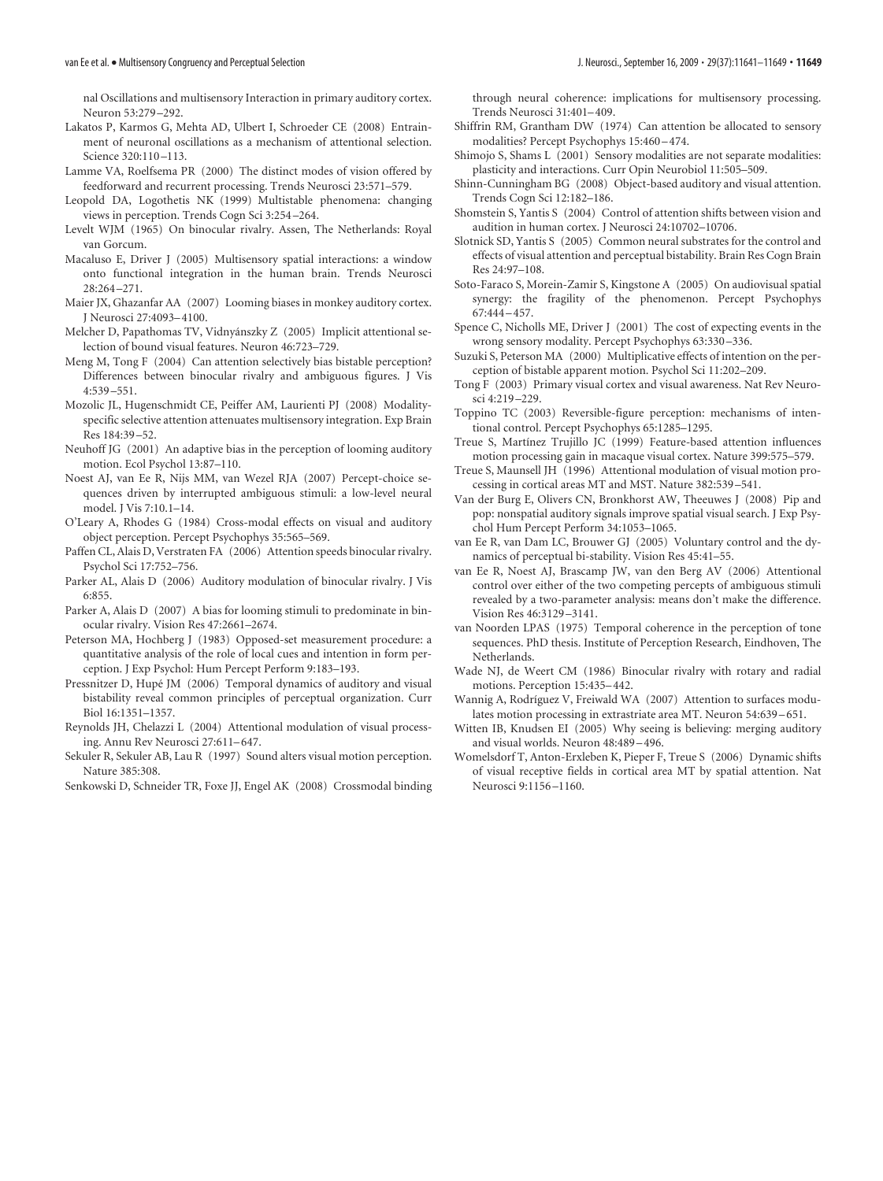nal Oscillations and multisensory Interaction in primary auditory cortex. Neuron 53:279–292.

Lakatos P, Karmos G, Mehta AD, Ulbert I, Schroeder CE (2008) Entrainment of neuronal oscillations as a mechanism of attentional selection. Science 320:110–113.

Lamme VA, Roelfsema PR (2000) The distinct modes of vision offered by feedforward and recurrent processing. Trends Neurosci 23:571–579.

Leopold DA, Logothetis NK (1999) Multistable phenomena: changing views in perception. Trends Cogn Sci 3:254–264.

Levelt WJM (1965) On binocular rivalry. Assen, The Netherlands: Royal van Gorcum.

Macaluso E, Driver J (2005) Multisensory spatial interactions: a window onto functional integration in the human brain. Trends Neurosci 28:264–271.

Maier JX, Ghazanfar AA (2007) Looming biases in monkey auditory cortex. J Neurosci 27:4093–4100.

Melcher D, Papathomas TV, Vidnyánszky Z (2005) Implicit attentional selection of bound visual features. Neuron 46:723–729.

Meng M, Tong F (2004) Can attention selectively bias bistable perception? Differences between binocular rivalry and ambiguous figures. J Vis 4:539–551.

Mozolic JL, Hugenschmidt CE, Peiffer AM, Laurienti PJ (2008) Modality-specific selective attention attenuates multisensory integration. Exp Brain Res 184:39–52.

Neuhoff JG (2001) An adaptive bias in the perception of looming auditory motion. Ecol Psychol 13:87–110.

Noest AJ, van Ee R, Nijs MM, van Wezel RJA (2007) Percept-choice sequences driven by interrupted ambiguous stimuli: a low-level neural model. J Vis 7:10.1–14.

O'Leary A, Rhodes G (1984) Cross-modal effects on visual and auditory object perception. Percept Psychophys 35:565–569.

Paffen CL, Alais D, Verstraten FA (2006) Attention speeds binocular rivalry. Psychol Sci 17:752–756.

Parker AL, Alais D (2006) Auditory modulation of binocular rivalry. J Vis 6:855.

Parker A, Alais D (2007) A bias for looming stimuli to predominate in binocular rivalry. Vision Res 47:2661–2674.

Peterson MA, Hochberg J (1983) Opposed-set measurement procedure: a quantitative analysis of the role of local cues and intention in form perception. J Exp Psychol: Hum Percept Perform 9:183–193.

Pressnitzer D, Hupé JM (2006) Temporal dynamics of auditory and visual bistability reveal common principles of perceptual organization. Curr Biol 16:1351–1357.

Reynolds JH, Chelazzi L (2004) Attentional modulation of visual processing. Annu Rev Neurosci 27:611–647.

Sekuler R, Sekuler AB, Lau R (1997) Sound alters visual motion perception. Nature 385:308.

Senkowski D, Schneider TR, Foxe JJ, Engel AK (2008) Crossmodal binding through neural coherence: implications for multisensory processing. Trends Neurosci 31:401–409.

Shiffrin RM, Grantham DW (1974) Can attention be allocated to sensory modalities? Percept Psychophys 15:460–474.

Shimojo S, Shams L (2001) Sensory modalities are not separate modalities: plasticity and interactions. Curr Opin Neurobiol 11:505–509.

Shinn-Cunningham BG (2008) Object-based auditory and visual attention. Trends Cogn Sci 12:182–186.

Shomstein S, Yantis S (2004) Control of attention shifts between vision and audition in human cortex. J Neurosci 24:10702–10706.

Slotnick SD, Yantis S (2005) Common neural substrates for the control and effects of visual attention and perceptual bistability. Brain Res Cogn Brain Res 24:97–108.

Soto-Faraco S, Morein-Zamir S, Kingstone A (2005) On audiovisual spatial synergy: the fragility of the phenomenon. Percept Psychophys 67:444–457.

Spence C, Nicholls ME, Driver J (2001) The cost of expecting events in the wrong sensory modality. Percept Psychophys 63:330–336.

Suzuki S, Peterson MA (2000) Multiplicative effects of intention on the perception of bistable apparent motion. Psychol Sci 11:202–209.

Tong F (2003) Primary visual cortex and visual awareness. Nat Rev Neurosci 4:219–229.

Toppino TC (2003) Reversible-figure perception: mechanisms of intentional control. Percept Psychophys 65:1285–1295.

Treue S, Martínez Trujillo JC (1999) Feature-based attention influences motion processing gain in macaque visual cortex. Nature 399:575–579.

Treue S, Maunsell JH (1996) Attentional modulation of visual motion processing in cortical areas MT and MST. Nature 382:539–541.

Van der Burg E, Olivers CN, Bronkhorst AW, Theeuwes J (2008) Pip and pop: nonspatial auditory signals improve spatial visual search. J Exp Psychol Hum Percept Perform 34:1053–1065.

van Ee R, van Dam LC, Brouwer GJ (2005) Voluntary control and the dynamics of perceptual bi-stability. Vision Res 45:41–55.

van Ee R, Noest AJ, Brascamp JW, van den Berg AV (2006) Attentional control over either of the two competing percepts of ambiguous stimuli revealed by a two-parameter analysis: means don't make the difference. Vision Res 46:3129–3141.

van Noorden LPAS (1975) Temporal coherence in the perception of tone sequences. PhD thesis. Institute of Perception Research, Eindhoven, The Netherlands.

Wade NJ, de Weert CM (1986) Binocular rivalry with rotary and radial motions. Perception 15:435–442.

Wannig A, Rodríguez V, Freiwald WA (2007) Attention to surfaces modulates motion processing in extrastriate area MT. Neuron 54:639–651.

Witten IB, Knudsen EI (2005) Why seeing is believing: merging auditory and visual worlds. Neuron 48:489–496.

Womelsdorf T, Anton-Erxleben K, Pieper F, Treue S (2006) Dynamic shifts of visual receptive fields in cortical area MT by spatial attention. Nat Neurosci 9:1156–1160.